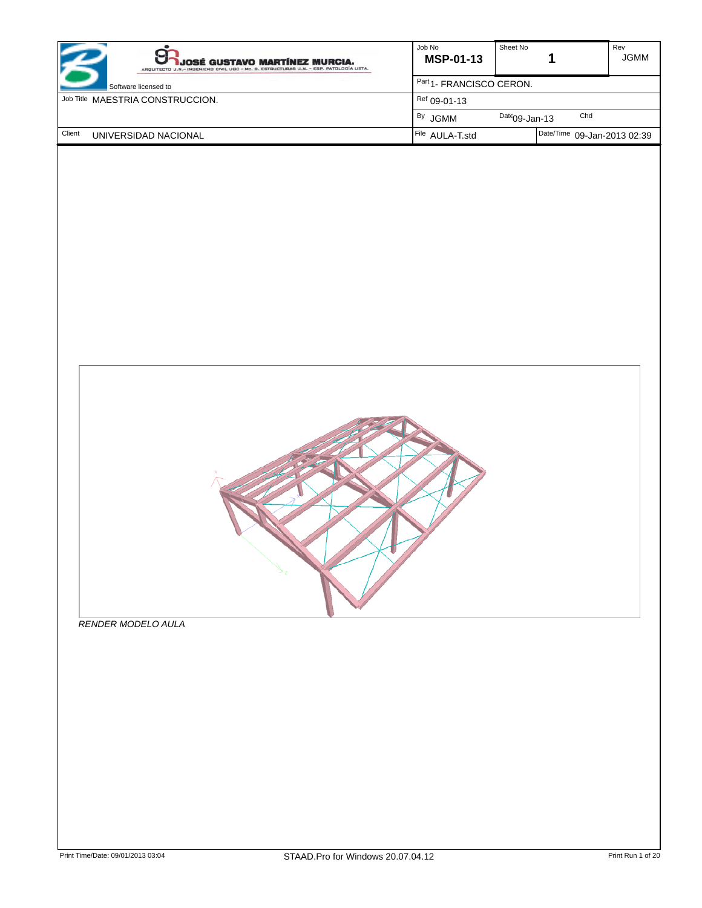| | Job No | Sheet No | Rev |
|---|---|---|---|
| **JOSÉ GUSTAVO MARTÍNEZ MURCIA.** ARQUITECTO U.N.– INGENIERO CIVIL UGC – Mc. S. ESTRUCTURAS U.N. – ESP. PATOLOGÍA USTA. Software licensed to | **MSP-01-13** | **1** | JGMM |
| | Part 1- FRANCISCO CERON. | | |
| Job Title MAESTRIA CONSTRUCCION. | Ref 09-01-13 | | |
| | By JGMM | Date 09-Jan-13 | Chd |
| Client UNIVERSIDAD NACIONAL | File AULA-T.std | Date/Time 09-Jan-2013 02:39 | |

*RENDER MODELO AULA*

Print Time/Date: 09/01/2013 03:04

STAAD.Pro for Windows 20.07.04.12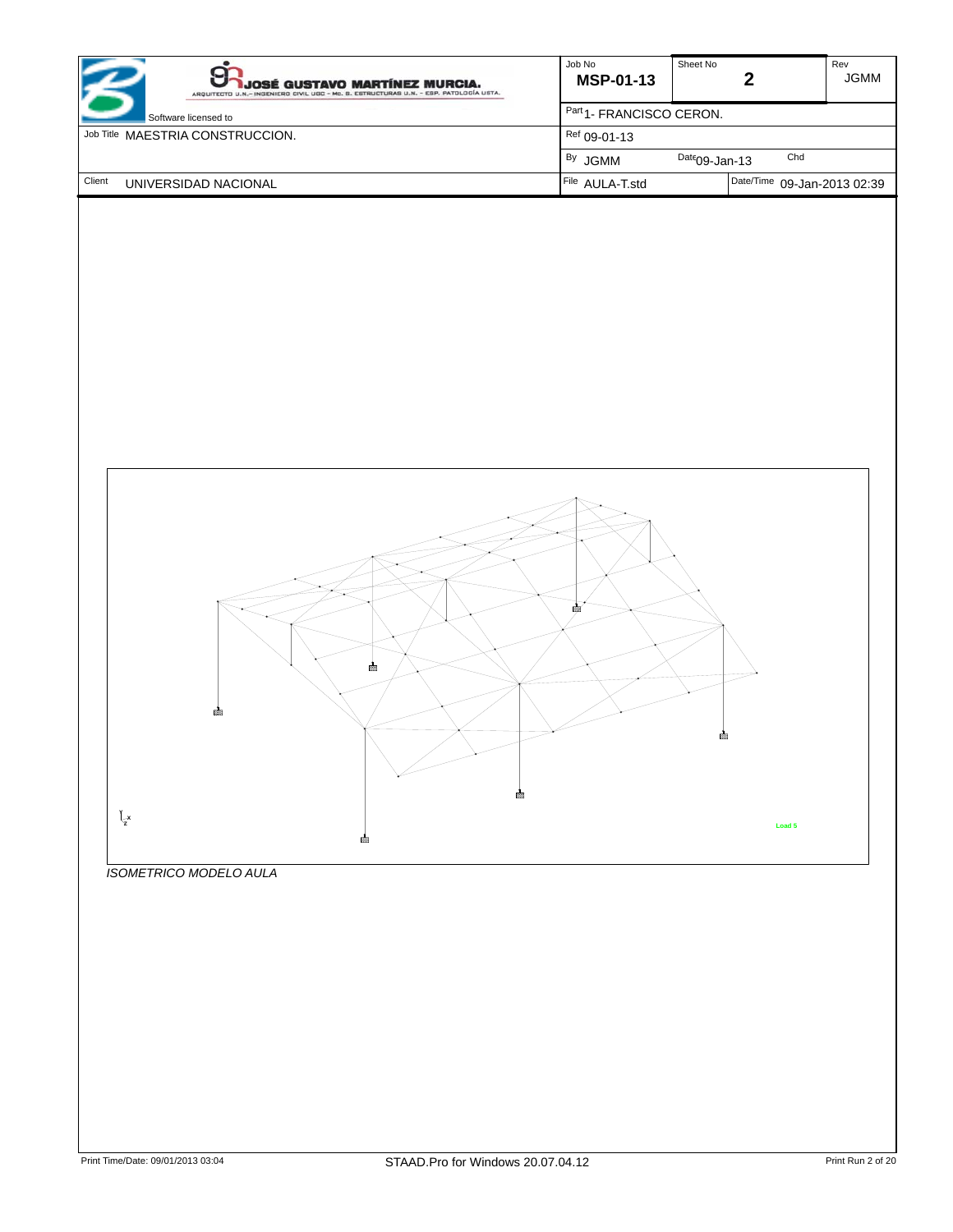| Job No | Sheet No | | Rev |
|---|---|---|---|
| **MSP-01-13** | **2** | | JGMM |
| Part 1- FRANCISCO CERON. | | | |
| Ref 09-01-13 | | | |
| By JGMM | Date 09-Jan-13 | Chd | |
| File AULA-T.std | Date/Time 09-Jan-2013 02:39 | | |

**JOSÉ GUSTAVO MARTÍNEZ MURCIA.**
ARQUITECTO U.N.– INGENIERO CIVIL UGC – Mc. S. ESTRUCTURAS U.N. – ESP. PATOLOGÍA USTA.

Software licensed to

Job Title MAESTRIA CONSTRUCCION.

Client UNIVERSIDAD NACIONAL

Load 5

*ISOMETRICO MODELO AULA*

Print Time/Date: 09/01/2013 03:04

STAAD.Pro for Windows 20.07.04.12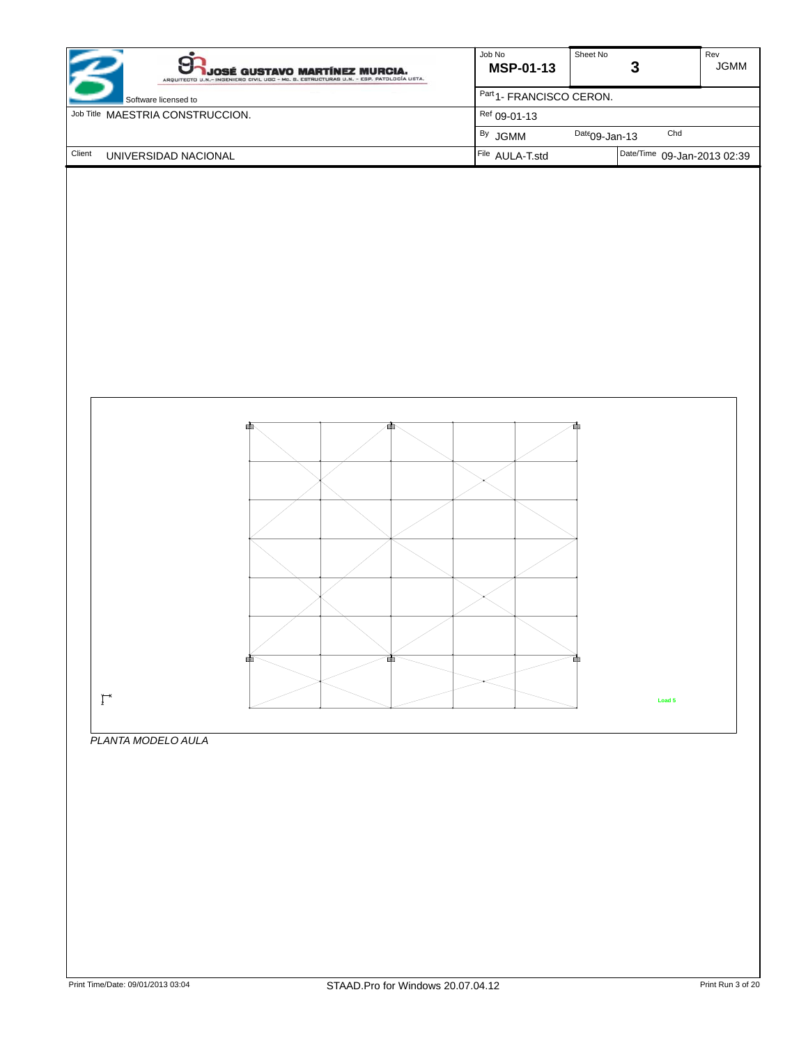| Software licensed to | JOSÉ GUSTAVO MARTÍNEZ MURCIA. ARQUITECTO U.N.- INGENIERO CIVIL UGC - Mc. S. ESTRUCTURAS U.N. - ESP. PATOLOGÍA USTA. | Job No MSP-01-13 | Sheet No 3 | | Rev JGMM |
|---|---|---|---|---|---|
| Job Title MAESTRIA CONSTRUCCION. | | Part 1- FRANCISCO CERON. | | | |
| | | Ref 09-01-13 | | | |
| | | By JGMM | Date 09-Jan-13 | Chd | |
| Client UNIVERSIDAD NACIONAL | | File AULA-T.std | | Date/Time 09-Jan-2013 02:39 | |

Load 5

*PLANTA MODELO AULA*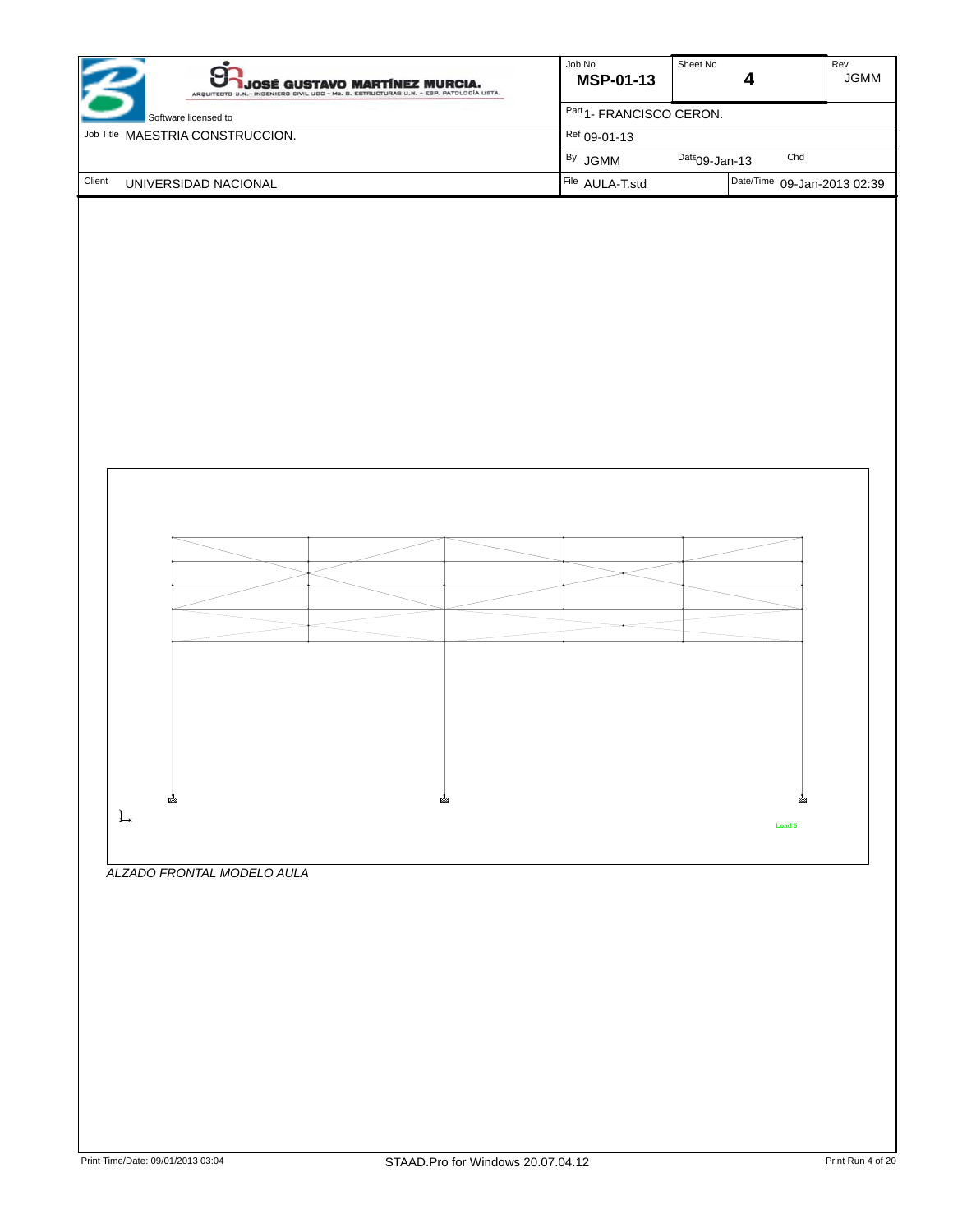| | Job No | Sheet No | Rev |
|---|---|---|---|
| JOSÉ GUSTAVO MARTÍNEZ MURCIA. ARQUITECTO U.N.– INGENIERO CIVIL UGC – Mc. S. ESTRUCTURAS U.N. – ESP. PATOLOGÍA USTA. Software licensed to | MSP-01-13 | 4 | JGMM |
| | Part 1- FRANCISCO CERON. | | |
| Job Title MAESTRIA CONSTRUCCION. | Ref 09-01-13 | | |
| | By JGMM | Date 09-Jan-13 | Chd |
| Client UNIVERSIDAD NACIONAL | File AULA-T.std | Date/Time 09-Jan-2013 02:39 | |

Load 5

*ALZADO FRONTAL MODELO AULA*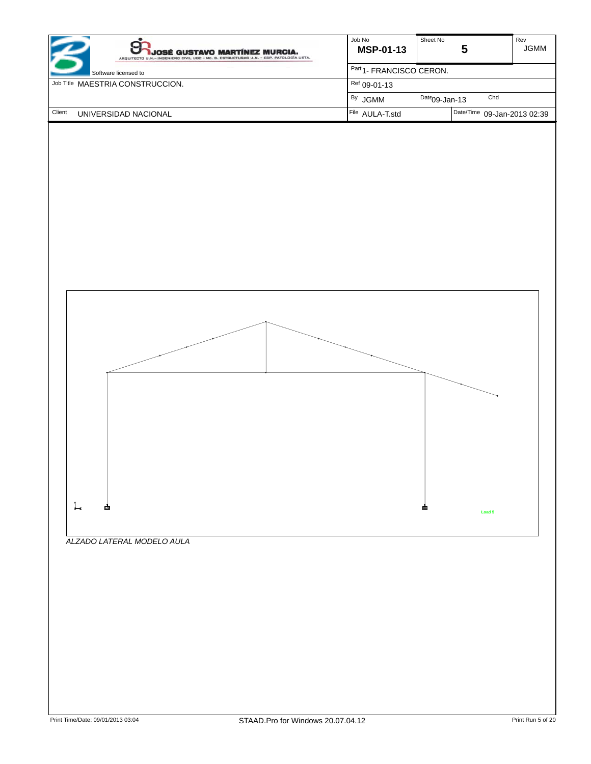| Job No | Sheet No | Rev |
| --- | --- | --- |
| MSP-01-13 | 5 | JGMM |

| | |
| --- | --- |
| Software licensed to | Part 1- FRANCISCO CERON. |
| Job Title MAESTRIA CONSTRUCCION. | Ref 09-01-13 |
| | By JGMM &nbsp; Date 09-Jan-13 &nbsp; Chd |
| Client UNIVERSIDAD NACIONAL | File AULA-T.std &nbsp; Date/Time 09-Jan-2013 02:39 |

Load 5

*ALZADO LATERAL MODELO AULA*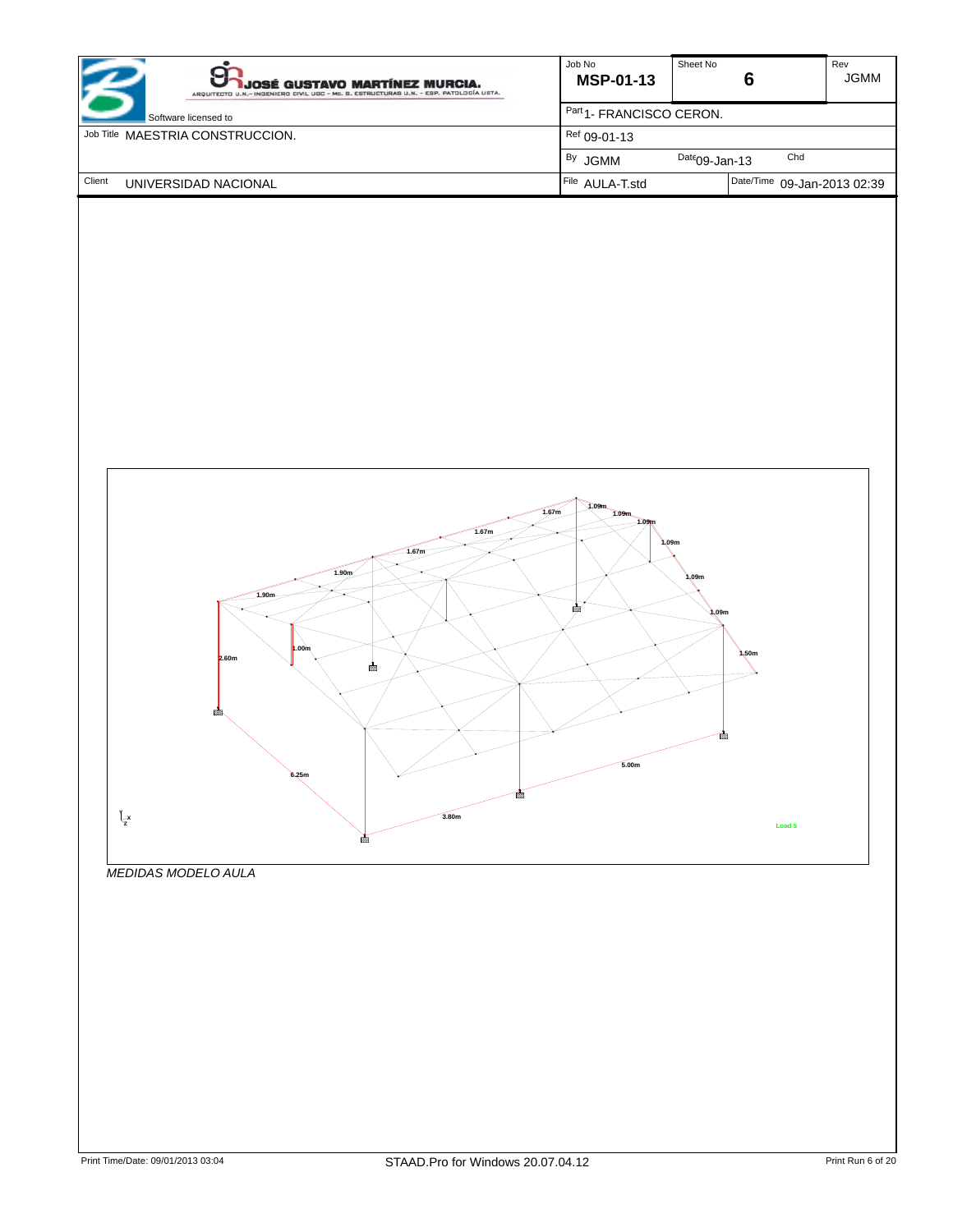| | | Job No | Sheet No | Rev |
|---|---|---|---|---|
| JOSÉ GUSTAVO MARTÍNEZ MURCIA. ARQUITECTO U.N.- INGENIERO CIVIL UGC - Mc. S. ESTRUCTURAS U.N. - ESP. PATOLOGÍA USTA. | | **MSP-01-13** | **6** | JGMM |
| Software licensed to | | Part 1- FRANCISCO CERON. | | |
| Job Title MAESTRIA CONSTRUCCION. | | Ref 09-01-13 | | |
| | | By JGMM | Date 09-Jan-13 | Chd |
| Client UNIVERSIDAD NACIONAL | | File AULA-T.std | Date/Time 09-Jan-2013 02:39 | |

*MEDIDAS MODELO AULA*

Print Time/Date: 09/01/2013 03:04 — STAAD.Pro for Windows 20.07.04.12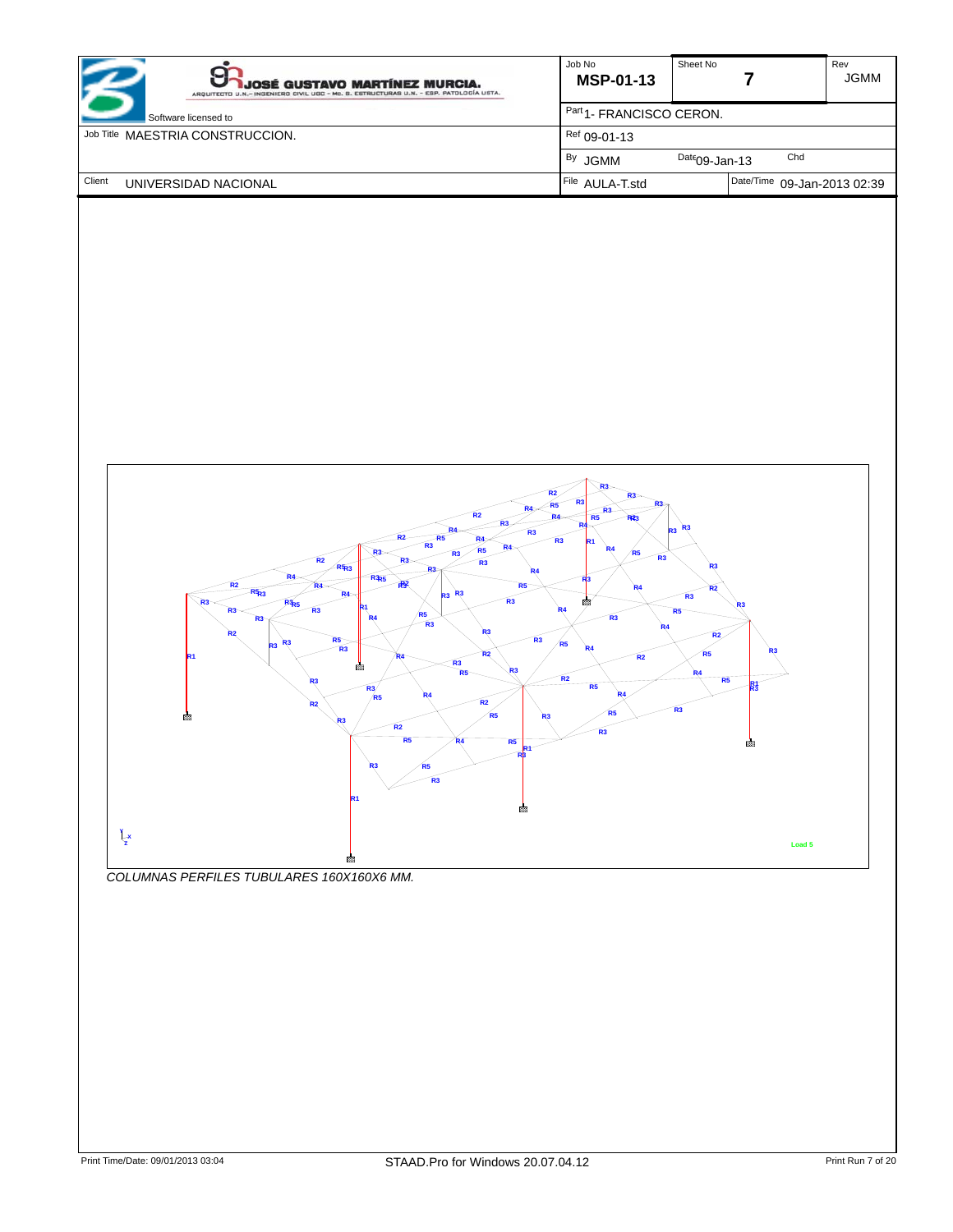| Job No | Sheet No | Rev |
|---|---|---|
| MSP-01-13 | 7 | JGMM |

| | |
|---|---|
| Software licensed to | Part 1- FRANCISCO CERON. |
| Job Title MAESTRIA CONSTRUCCION. | Ref 09-01-13 |
| | By JGMM  Date 09-Jan-13  Chd |
| Client UNIVERSIDAD NACIONAL | File AULA-T.std  Date/Time 09-Jan-2013 02:39 |

*COLUMNAS PERFILES TUBULARES 160X160X6 MM.*

Print Time/Date: 09/01/2013 03:04    STAAD.Pro for Windows 20.07.04.12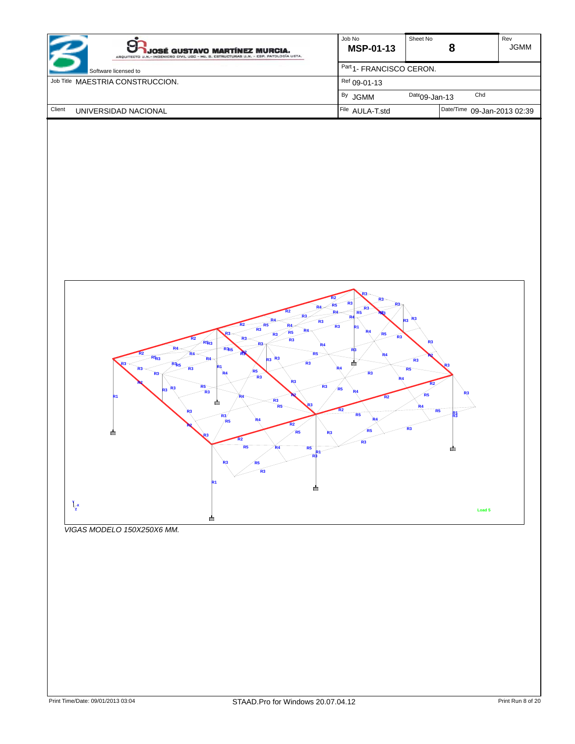| | Job No | Sheet No | Rev |
|---|---|---|---|
| JOSÉ GUSTAVO MARTÍNEZ MURCIA. ARQUITECTO U.N.– INGENIERO CIVIL UGC – Mc. S. ESTRUCTURAS U.N. – ESP. PATOLOGÍA USTA. Software licensed to | MSP-01-13 | 8 | JGMM |
| | Part 1- FRANCISCO CERON. | | |
| Job Title MAESTRIA CONSTRUCCION. | Ref 09-01-13 | | |
| | By JGMM | Date 09-Jan-13 | Chd |
| Client UNIVERSIDAD NACIONAL | File AULA-T.std | Date/Time 09-Jan-2013 02:39 | |

*VIGAS MODELO 150X250X6 MM.*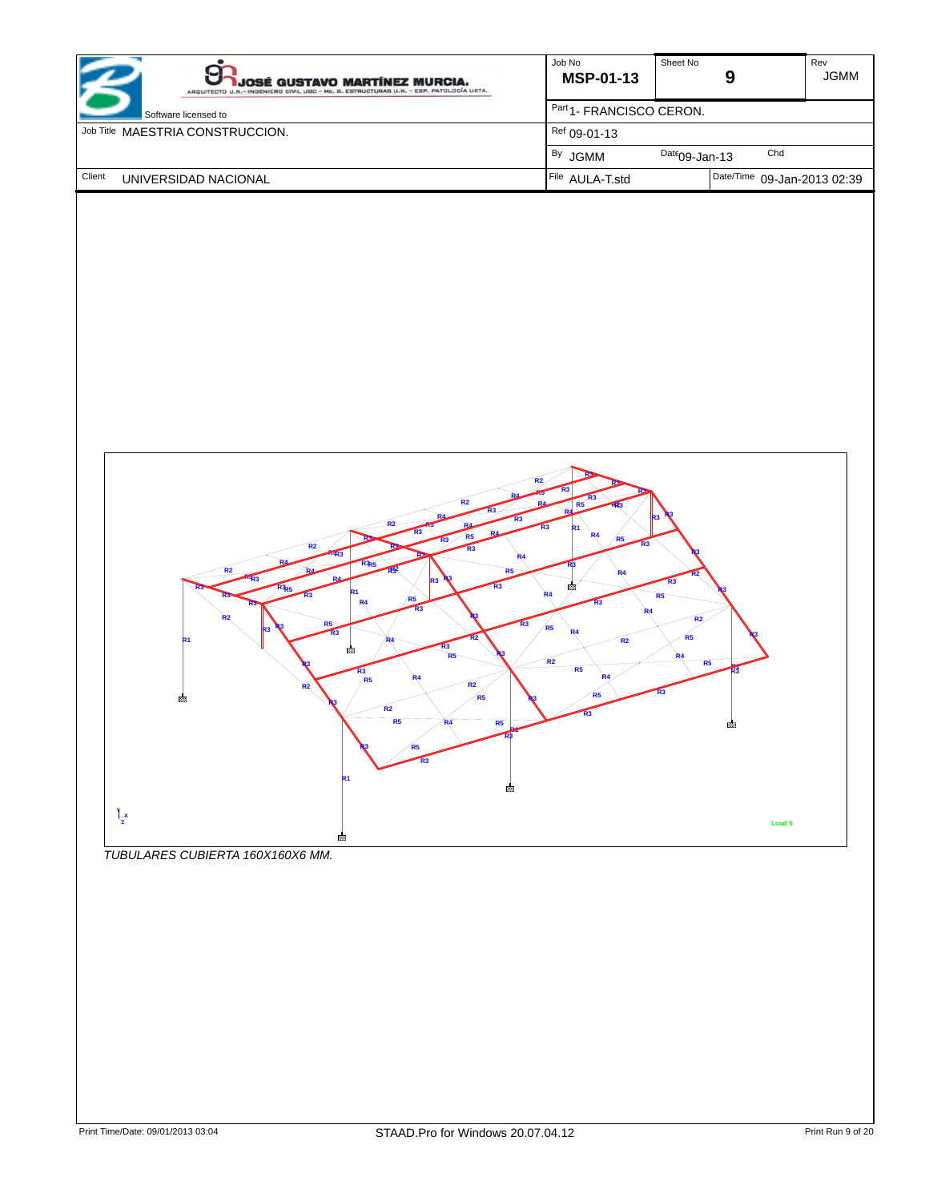| Software licensed to | Job No MSP-01-13 | Sheet No 9 | Rev JGMM |
| --- | --- | --- | --- |
| | Part 1- FRANCISCO CERON. | | |
| Job Title MAESTRIA CONSTRUCCION. | Ref 09-01-13 | | |
| | By JGMM | Date 09-Jan-13 | Chd |
| Client UNIVERSIDAD NACIONAL | File AULA-T.std | Date/Time 09-Jan-2013 02:39 | |

*TUBULARES CUBIERTA 160X160X6 MM.*

Print Time/Date: 09/01/2013 03:04 STAAD.Pro for Windows 20.07.04.12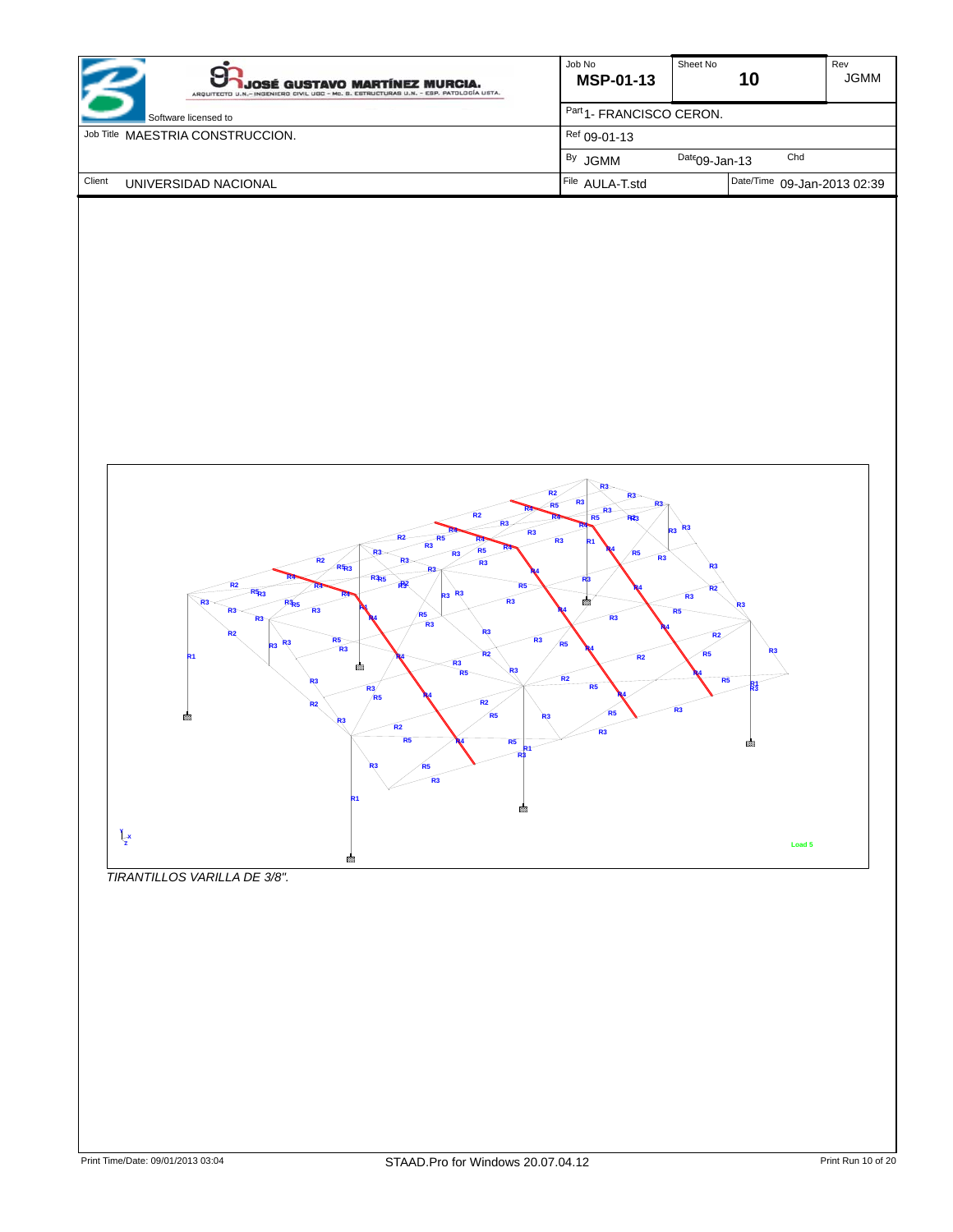| Software licensed to JOSÉ GUSTAVO MARTÍNEZ MURCIA. ARQUITECTO U.N.– INGENIERO CIVIL UGC – Mc. S. ESTRUCTURAS U.N. – ESP. PATOLOGÍA USTA. | Job No MSP-01-13 | Sheet No 10 | Rev JGMM |
|---|---|---|---|
| | Part 1- FRANCISCO CERON. | | |
| Job Title MAESTRIA CONSTRUCCION. | Ref 09-01-13 | | |
| | By JGMM | Date 09-Jan-13 | Chd |
| Client UNIVERSIDAD NACIONAL | File AULA-T.std | Date/Time 09-Jan-2013 02:39 | |

*TIRANTILLOS VARILLA DE 3/8".*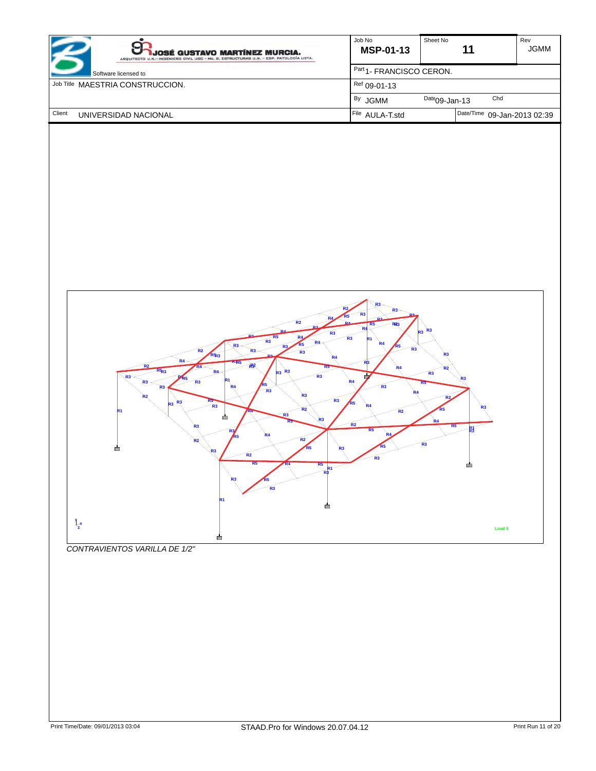CONTRAVIENTOS VARILLA DE 1/2"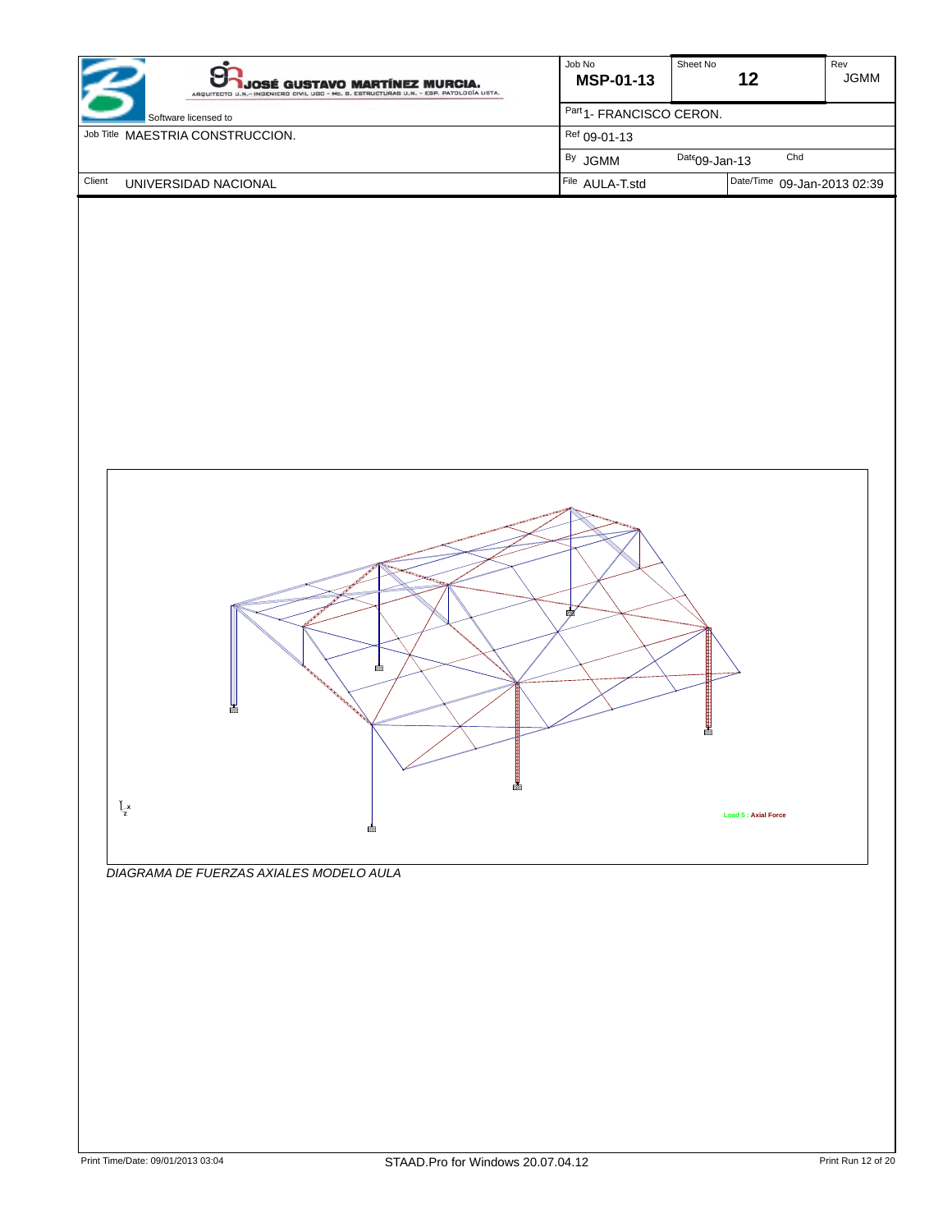| Job No | Sheet No | Rev |
| --- | --- | --- |
| MSP-01-13 | 12 | JGMM |

Software licensed to

| | |
| --- | --- |
| Job Title MAESTRIA CONSTRUCCION. | Part 1- FRANCISCO CERON. |
| | Ref 09-01-13 |
| | By JGMM — Date 09-Jan-13 — Chd |
| Client UNIVERSIDAD NACIONAL | File AULA-T.std — Date/Time 09-Jan-2013 02:39 |

Load 5 : Axial Force

*DIAGRAMA DE FUERZAS AXIALES MODELO AULA*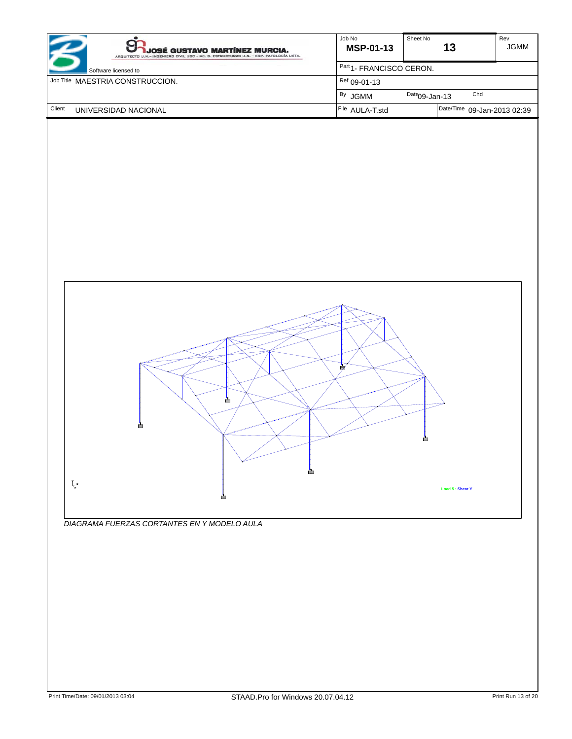| Job No | Sheet No | Rev |
|---|---|---|
| MSP-01-13 | 13 | JGMM |

| | |
|---|---|
| Software licensed to | Part 1- FRANCISCO CERON. |
| Job Title MAESTRIA CONSTRUCCION. | Ref 09-01-13 |
| | By JGMM Date 09-Jan-13 Chd |
| Client UNIVERSIDAD NACIONAL | File AULA-T.std Date/Time 09-Jan-2013 02:39 |

Load 5 : Shear Y

*DIAGRAMA FUERZAS CORTANTES EN Y MODELO AULA*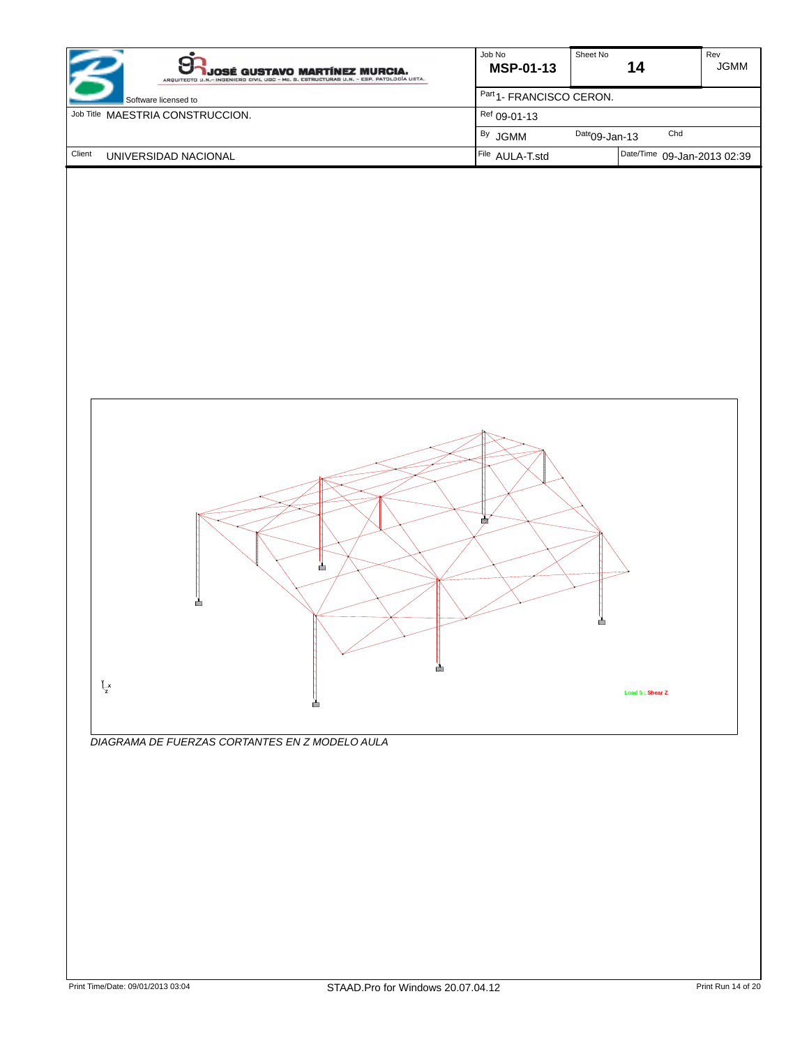| | Job No | Sheet No | Rev |
|---|---|---|---|
| **JOSÉ GUSTAVO MARTÍNEZ MURCIA.** ARQUITECTO U.N.– INGENIERO CIVIL UGC – Mc. S. ESTRUCTURAS U.N. – ESP. PATOLOGÍA USTA. Software licensed to | **MSP-01-13** | **14** | JGMM |
| | Part 1- FRANCISCO CERON. | | |
| Job Title MAESTRIA CONSTRUCCION. | Ref 09-01-13 | | |
| | By JGMM | Date 09-Jan-13 | Chd |
| Client UNIVERSIDAD NACIONAL | File AULA-T.std | Date/Time 09-Jan-2013 02:39 | |

Load 5 : Shear Z

*DIAGRAMA DE FUERZAS CORTANTES EN Z MODELO AULA*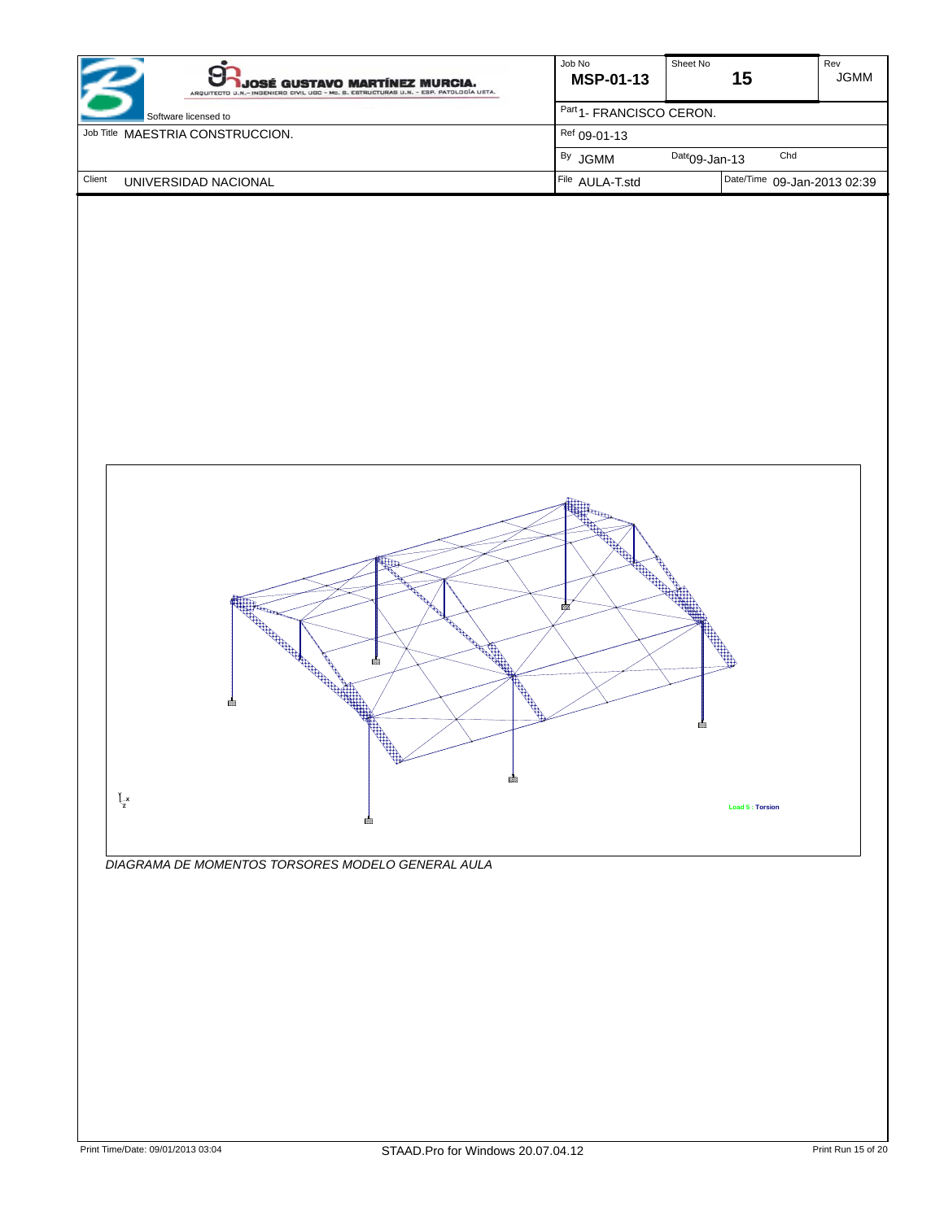| | | Job No | Sheet No | Rev |
|---|---|---|---|---|
| **JOSÉ GUSTAVO MARTÍNEZ MURCIA.** ARQUITECTO U.N.- INGENIERO CIVIL UGC - Mc. S. ESTRUCTURAS U.N. - ESP. PATOLOGÍA USTA. | Software licensed to | **MSP-01-13** | **15** | JGMM |
| | | Part 1- FRANCISCO CERON. | | |
| Job Title MAESTRIA CONSTRUCCION. | | Ref 09-01-13 | | |
| | | By JGMM | Date 09-Jan-13 | Chd |
| Client UNIVERSIDAD NACIONAL | | File AULA-T.std | Date/Time 09-Jan-2013 02:39 | |

Load 5 : Torsion

*DIAGRAMA DE MOMENTOS TORSORES MODELO GENERAL AULA*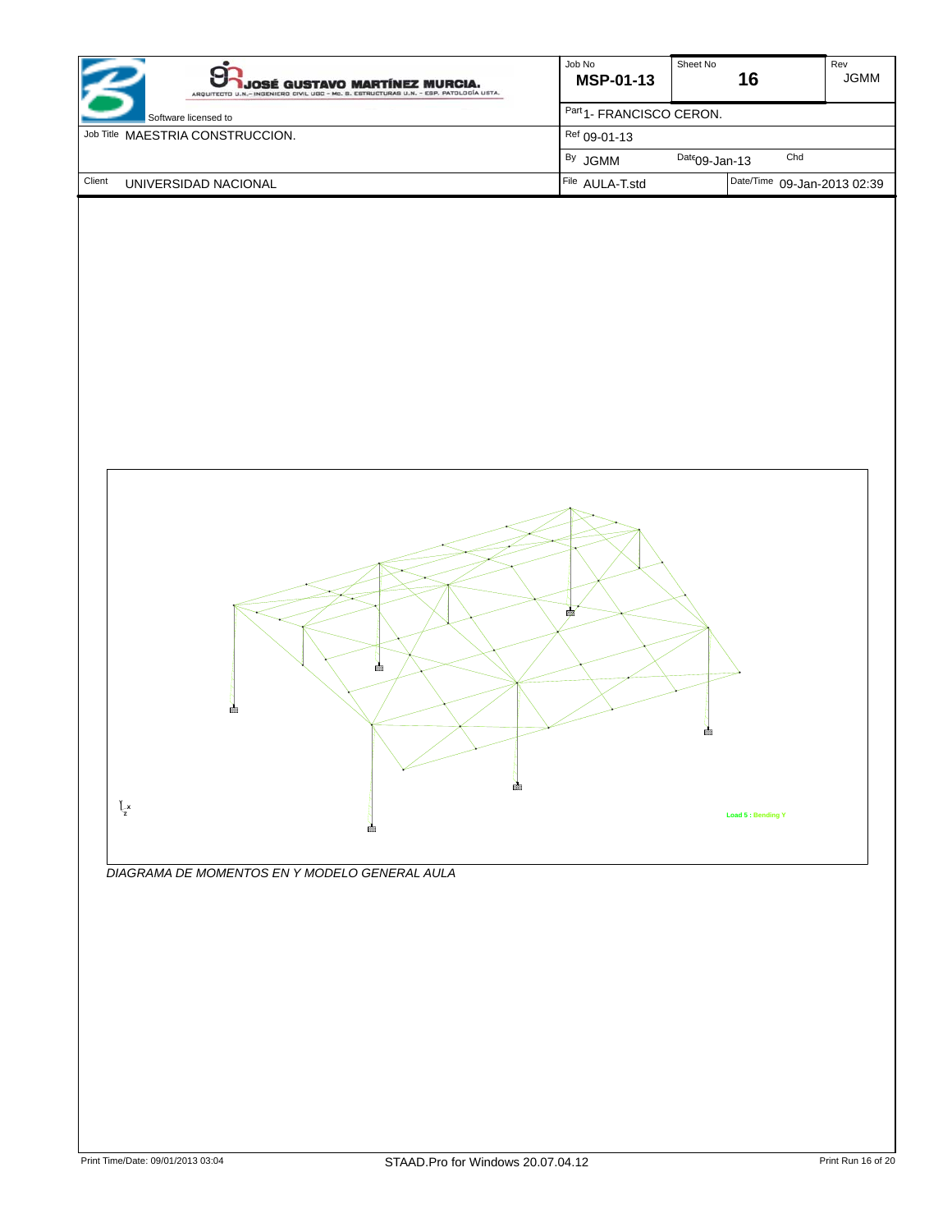DIAGRAMA DE MOMENTOS EN Y MODELO GENERAL AULA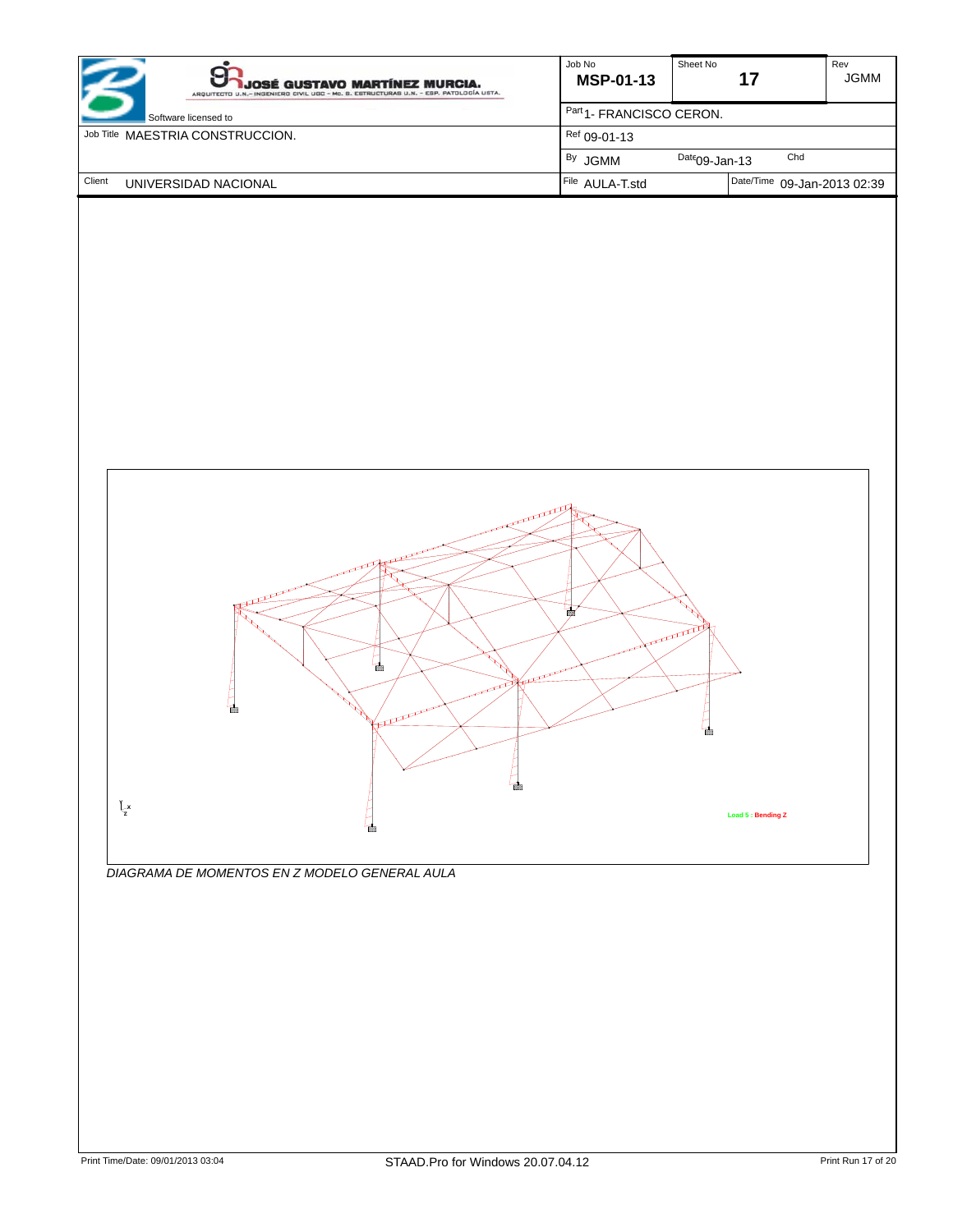| Job No | Sheet No | Rev |
|---|---|---|
| MSP-01-13 | 17 | JGMM |

| | |
|---|---|
| Part | 1- FRANCISCO CERON. |
| Job Title | MAESTRIA CONSTRUCCION. |
| Ref | 09-01-13 |
| By | JGMM |
| Date | 09-Jan-13 |
| Chd | |
| Client | UNIVERSIDAD NACIONAL |
| File | AULA-T.std |
| Date/Time | 09-Jan-2013 02:39 |

JOSÉ GUSTAVO MARTÍNEZ MURCIA.

ARQUITECTO U.N.– INGENIERO CIVIL UGC – Mc. S. ESTRUCTURAS U.N. – ESP. PATOLOGÍA USTA.

Software licensed to

Load 5 : Bending Z

*DIAGRAMA DE MOMENTOS EN Z MODELO GENERAL AULA*

Print Time/Date: 09/01/2013 03:04 — STAAD.Pro for Windows 20.07.04.12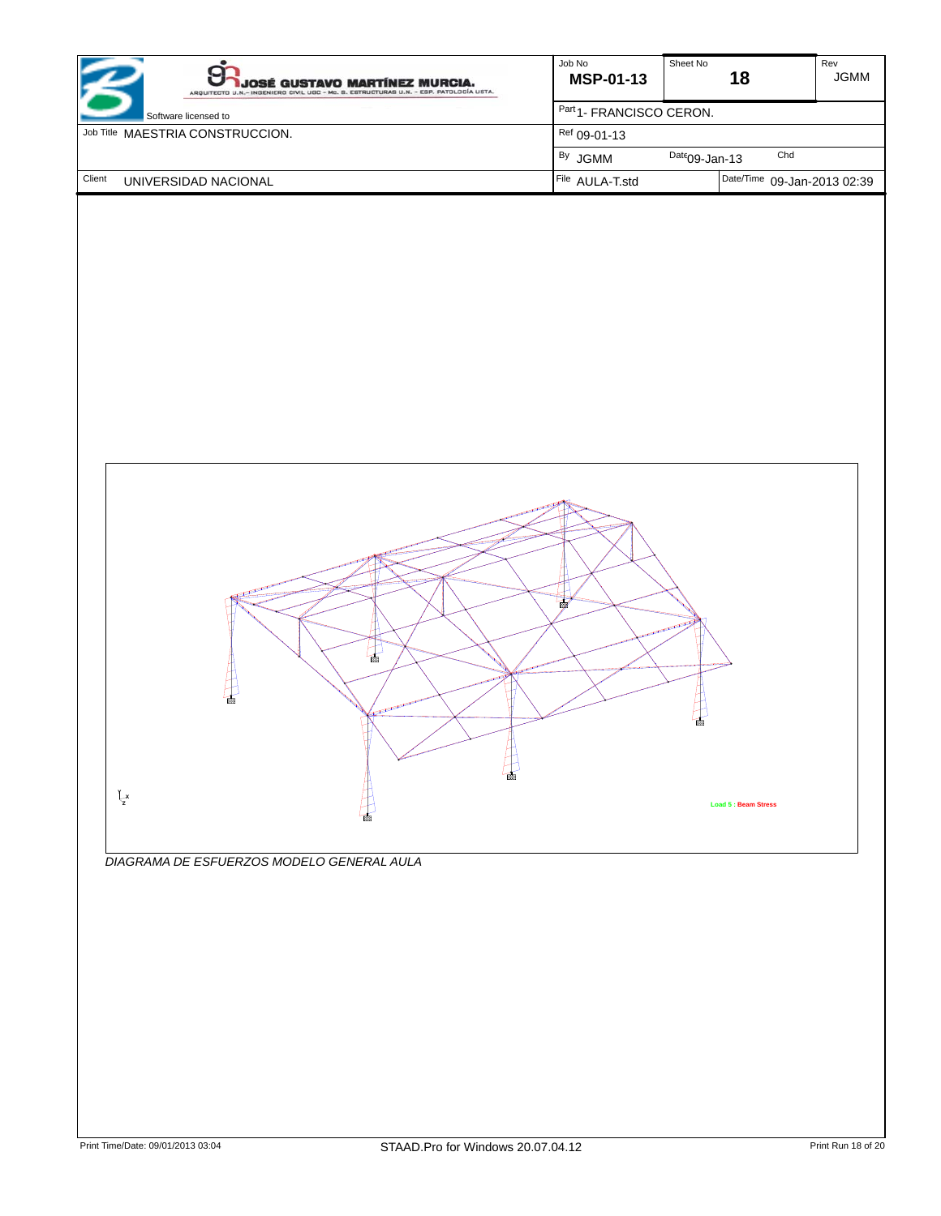DIAGRAMA DE ESFUERZOS MODELO GENERAL AULA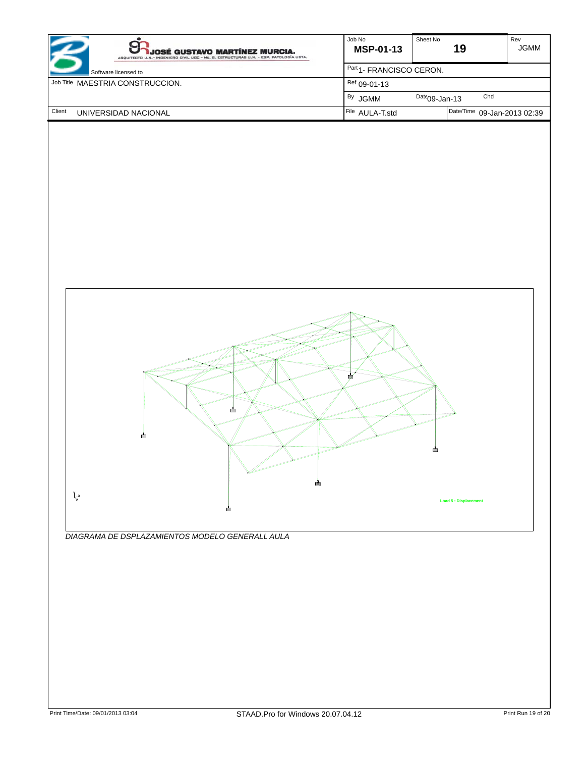| Job No | Sheet No | Rev |
|---|---|---|
| MSP-01-13 | 19 | JGMM |

| | |
|---|---|
| Software licensed to | Part 1- FRANCISCO CERON. |
| Job Title MAESTRIA CONSTRUCCION. | Ref 09-01-13 |
| | By JGMM Date 09-Jan-13 Chd |
| Client UNIVERSIDAD NACIONAL | File AULA-T.std Date/Time 09-Jan-2013 02:39 |

Load 5 : Displacement

*DIAGRAMA DE DSPLAZAMIENTOS MODELO GENERALL AULA*

Print Time/Date: 09/01/2013 03:04 STAAD.Pro for Windows 20.07.04.12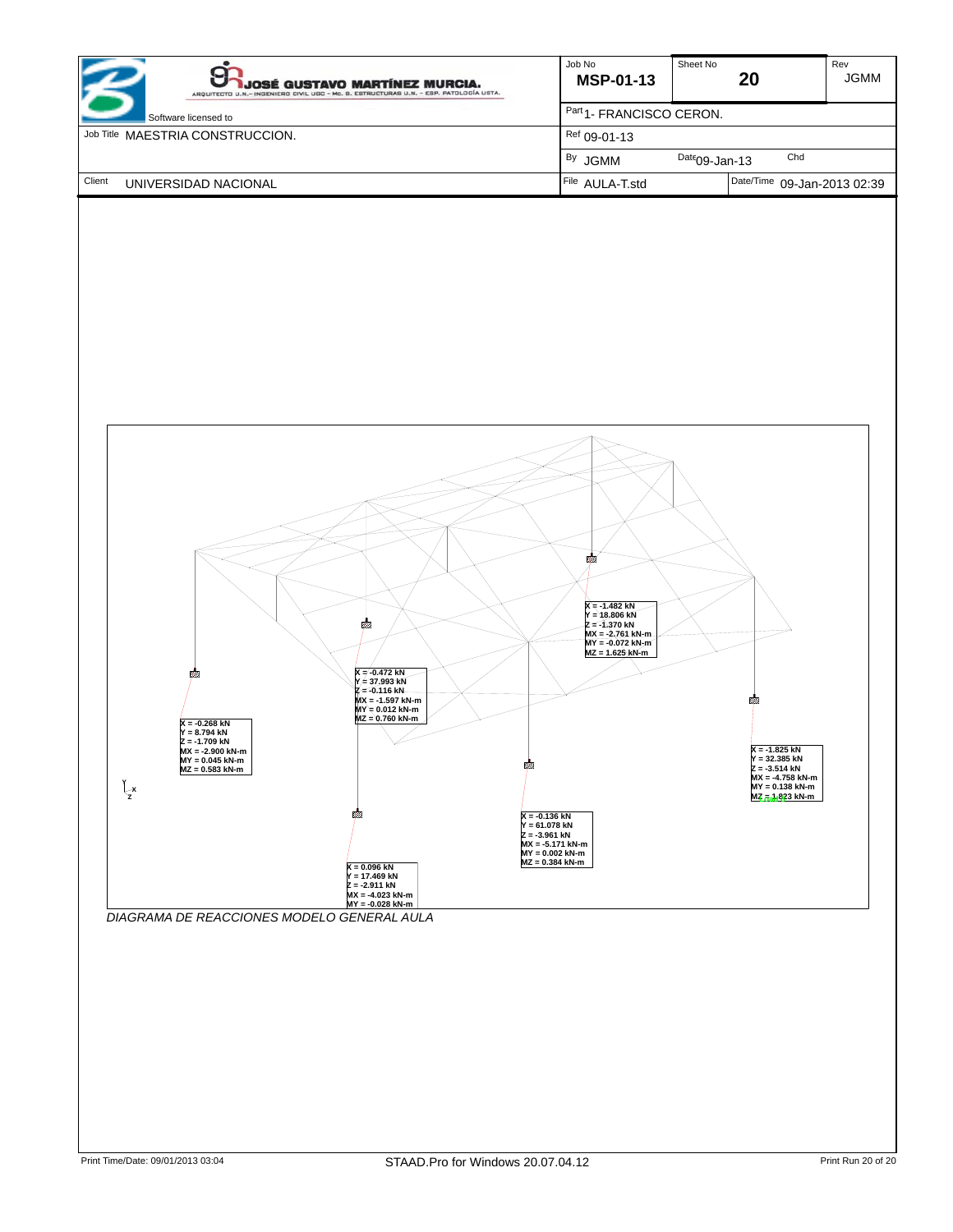| | | | |
|---|---|---|---|
| JOSÉ GUSTAVO MARTÍNEZ MURCIA. ARQUITECTO U.N.– INGENIERO CIVIL UGC – Mc. S. ESTRUCTURAS U.N. – ESP. PATOLOGÍA USTA. Software licensed to | Job No MSP-01-13 | Sheet No 20 | Rev JGMM |
| | Part 1- FRANCISCO CERON. | | |
| Job Title MAESTRIA CONSTRUCCION. | Ref 09-01-13 | | |
| | By JGMM | Date 09-Jan-13 | Chd |
| Client UNIVERSIDAD NACIONAL | File AULA-T.std | Date/Time 09-Jan-2013 02:39 | |

X = -1.482 kN
Y = 18.806 kN
Z = -1.370 kN
MX = -2.761 kN-m
MY = -0.072 kN-m
MZ = 1.625 kN-m

X = -0.472 kN
Y = 37.993 kN
Z = -0.116 kN
MX = -1.597 kN-m
MY = 0.012 kN-m
MZ = 0.760 kN-m

X = -0.268 kN
Y = 8.794 kN
Z = -1.709 kN
MX = -2.900 kN-m
MY = 0.045 kN-m
MZ = 0.583 kN-m

X = -1.825 kN
Y = 32.385 kN
Z = -3.514 kN
MX = -4.758 kN-m
MY = 0.138 kN-m
MZ = 1.823 kN-m

X = -0.136 kN
Y = 61.078 kN
Z = -3.961 kN
MX = -5.171 kN-m
MY = 0.002 kN-m
MZ = 0.384 kN-m

X = 0.096 kN
Y = 17.469 kN
Z = -2.911 kN
MX = -4.023 kN-m
MY = -0.028 kN-m

*DIAGRAMA DE REACCIONES MODELO GENERAL AULA*

Print Time/Date: 09/01/2013 03:04 — STAAD.Pro for Windows 20.07.04.12